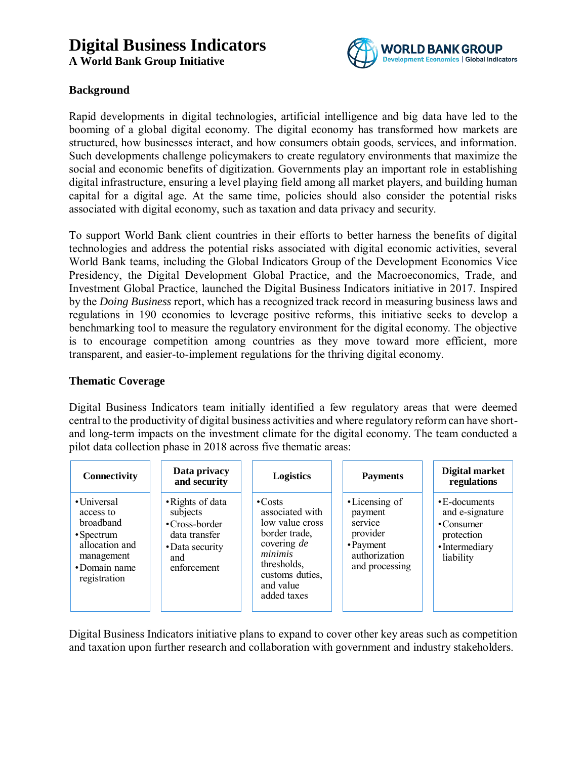# Digital Business Indicators

**A World Bank Group Initiative**

WORLD BANK GROUP
Development Economics | Global Indicators

## Background

Rapid developments in digital technologies, artificial intelligence and big data have led to the booming of a global digital economy. The digital economy has transformed how markets are structured, how businesses interact, and how consumers obtain goods, services, and information. Such developments challenge policymakers to create regulatory environments that maximize the social and economic benefits of digitization. Governments play an important role in establishing digital infrastructure, ensuring a level playing field among all market players, and building human capital for a digital age. At the same time, policies should also consider the potential risks associated with digital economy, such as taxation and data privacy and security.

To support World Bank client countries in their efforts to better harness the benefits of digital technologies and address the potential risks associated with digital economic activities, several World Bank teams, including the Global Indicators Group of the Development Economics Vice Presidency, the Digital Development Global Practice, and the Macroeconomics, Trade, and Investment Global Practice, launched the Digital Business Indicators initiative in 2017. Inspired by the *Doing Business* report, which has a recognized track record in measuring business laws and regulations in 190 economies to leverage positive reforms, this initiative seeks to develop a benchmarking tool to measure the regulatory environment for the digital economy. The objective is to encourage competition among countries as they move toward more efficient, more transparent, and easier-to-implement regulations for the thriving digital economy.

## Thematic Coverage

Digital Business Indicators team initially identified a few regulatory areas that were deemed central to the productivity of digital business activities and where regulatory reform can have short- and long-term impacts on the investment climate for the digital economy. The team conducted a pilot data collection phase in 2018 across five thematic areas:

| Connectivity | Data privacy and security | Logistics | Payments | Digital market regulations |
|---|---|---|---|---|
| • Universal access to broadband<br>• Spectrum allocation and management<br>• Domain name registration | • Rights of data subjects<br>• Cross-border data transfer<br>• Data security and enforcement | • Costs associated with low value cross border trade, covering *de minimis* thresholds, customs duties, and value added taxes | • Licensing of payment service provider<br>• Payment authorization and processing | • E-documents and e-signature<br>• Consumer protection<br>• Intermediary liability |

Digital Business Indicators initiative plans to expand to cover other key areas such as competition and taxation upon further research and collaboration with government and industry stakeholders.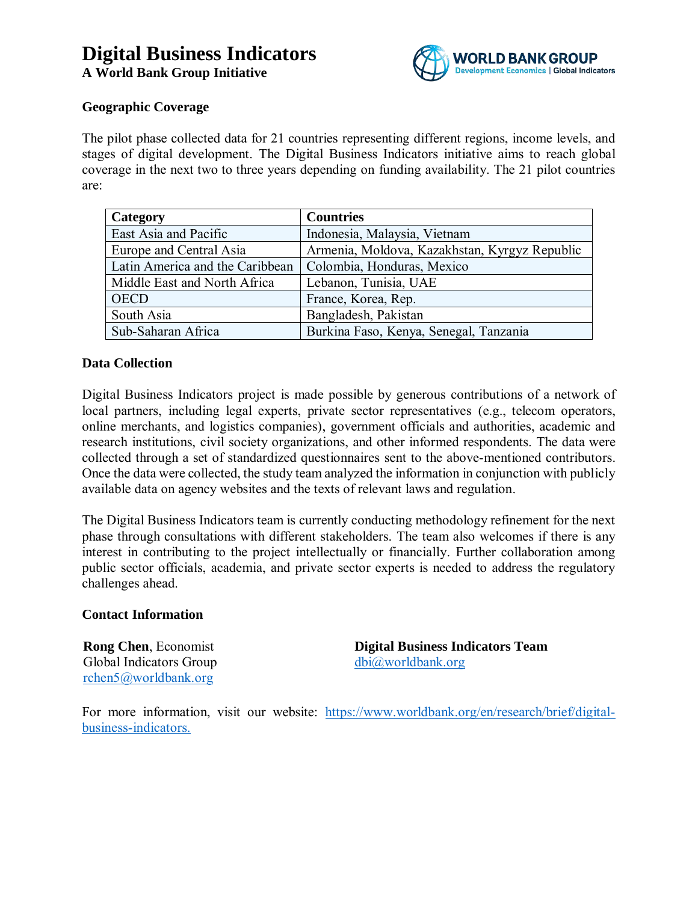# Digital Business Indicators

**A World Bank Group Initiative**

### Geographic Coverage

The pilot phase collected data for 21 countries representing different regions, income levels, and stages of digital development. The Digital Business Indicators initiative aims to reach global coverage in the next two to three years depending on funding availability. The 21 pilot countries are:

| Category | Countries |
|---|---|
| East Asia and Pacific | Indonesia, Malaysia, Vietnam |
| Europe and Central Asia | Armenia, Moldova, Kazakhstan, Kyrgyz Republic |
| Latin America and the Caribbean | Colombia, Honduras, Mexico |
| Middle East and North Africa | Lebanon, Tunisia, UAE |
| OECD | France, Korea, Rep. |
| South Asia | Bangladesh, Pakistan |
| Sub-Saharan Africa | Burkina Faso, Kenya, Senegal, Tanzania |

### Data Collection

Digital Business Indicators project is made possible by generous contributions of a network of local partners, including legal experts, private sector representatives (e.g., telecom operators, online merchants, and logistics companies), government officials and authorities, academic and research institutions, civil society organizations, and other informed respondents. The data were collected through a set of standardized questionnaires sent to the above-mentioned contributors. Once the data were collected, the study team analyzed the information in conjunction with publicly available data on agency websites and the texts of relevant laws and regulation.

The Digital Business Indicators team is currently conducting methodology refinement for the next phase through consultations with different stakeholders. The team also welcomes if there is any interest in contributing to the project intellectually or financially. Further collaboration among public sector officials, academia, and private sector experts is needed to address the regulatory challenges ahead.

### Contact Information

**Rong Chen**, Economist
Global Indicators Group
rchen5@worldbank.org

**Digital Business Indicators Team**
dbi@worldbank.org

For more information, visit our website: https://www.worldbank.org/en/research/brief/digital-business-indicators.